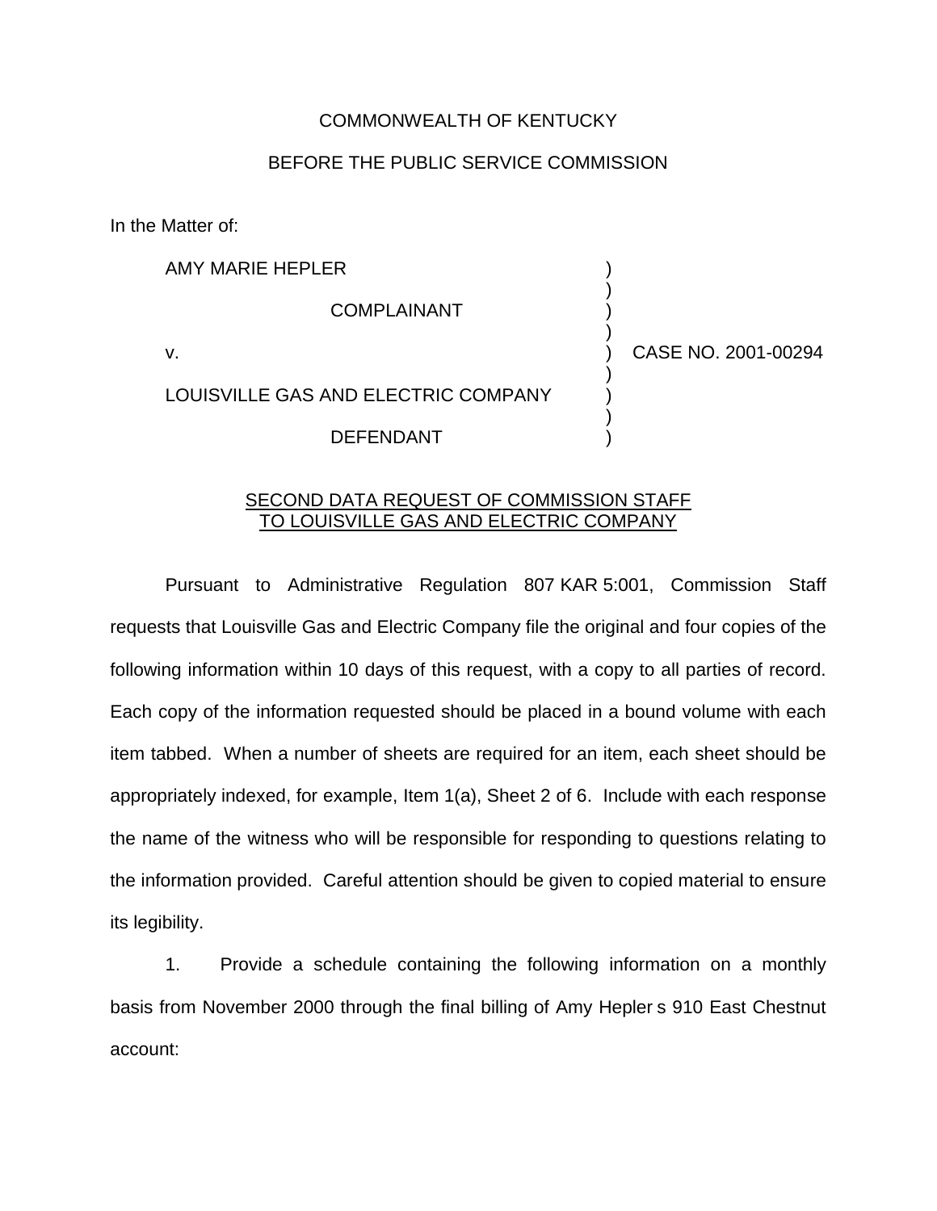COMMONWEALTH OF KENTUCKY

BEFORE THE PUBLIC SERVICE COMMISSION

In the Matter of:

| | | |
|---|---|---|
| AMY MARIE HEPLER | ) | |
| COMPLAINANT | ) | |
| v. | ) | CASE NO. 2001-00294 |
| LOUISVILLE GAS AND ELECTRIC COMPANY | ) | |
| DEFENDANT | ) | |

<u>SECOND DATA REQUEST OF COMMISSION STAFF TO LOUISVILLE GAS AND ELECTRIC COMPANY</u>

Pursuant to Administrative Regulation 807 KAR 5:001, Commission Staff requests that Louisville Gas and Electric Company file the original and four copies of the following information within 10 days of this request, with a copy to all parties of record. Each copy of the information requested should be placed in a bound volume with each item tabbed. When a number of sheets are required for an item, each sheet should be appropriately indexed, for example, Item 1(a), Sheet 2 of 6. Include with each response the name of the witness who will be responsible for responding to questions relating to the information provided. Careful attention should be given to copied material to ensure its legibility.

1. Provide a schedule containing the following information on a monthly basis from November 2000 through the final billing of Amy Hepler s 910 East Chestnut account: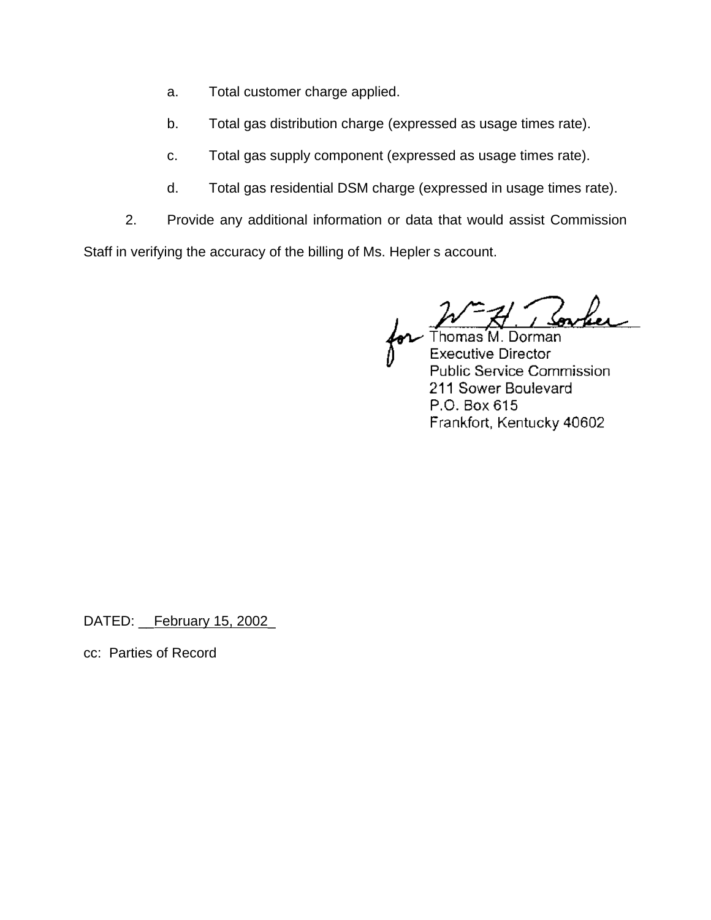a. Total customer charge applied.

b. Total gas distribution charge (expressed as usage times rate).

c. Total gas supply component (expressed as usage times rate).

d. Total gas residential DSM charge (expressed in usage times rate).

2. Provide any additional information or data that would assist Commission Staff in verifying the accuracy of the billing of Ms. Hepler s account.

for W. H. Bowker

Thomas M. Dorman
Executive Director
Public Service Commission
211 Sower Boulevard
P.O. Box 615
Frankfort, Kentucky 40602

DATED: February 15, 2002

cc: Parties of Record